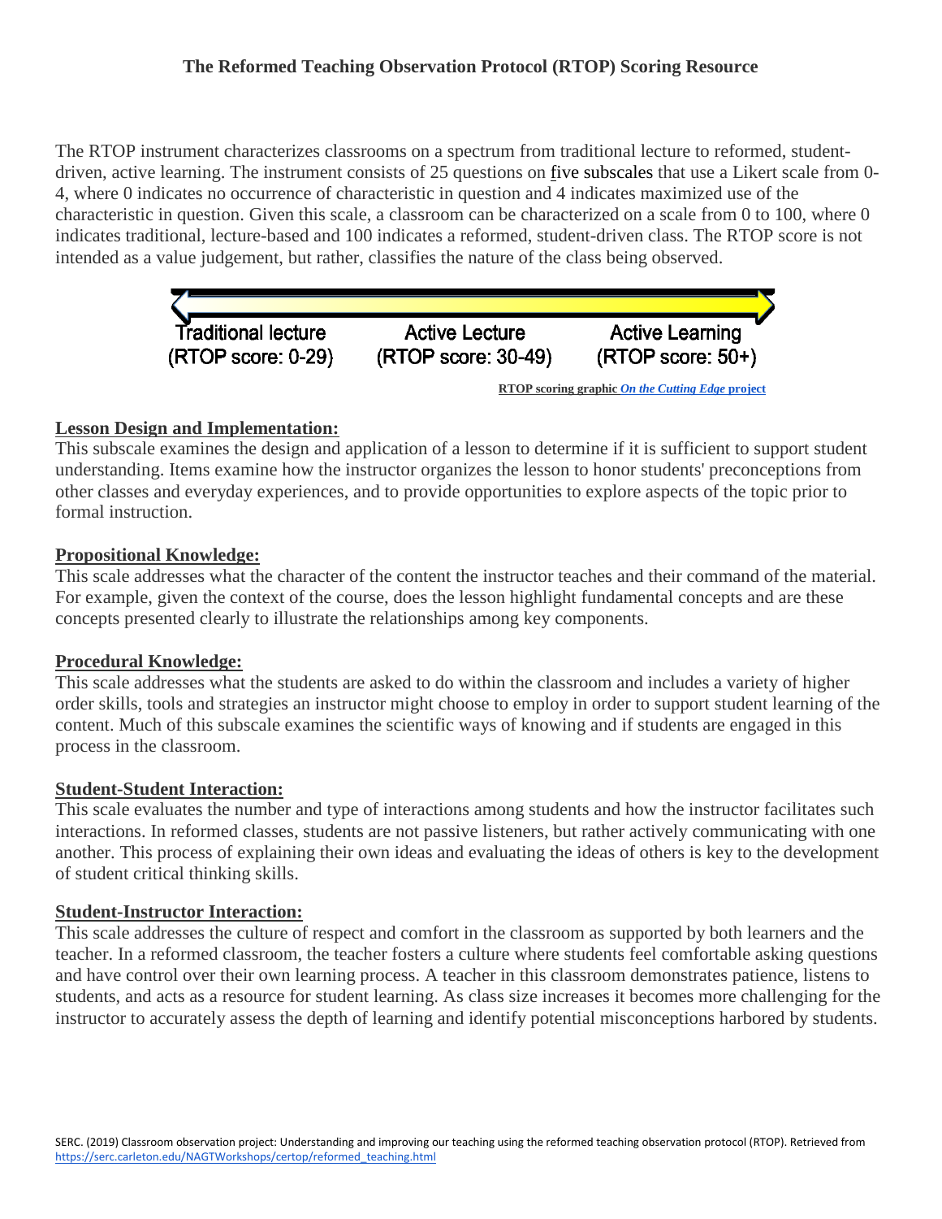## The Reformed Teaching Observation Protocol (RTOP) Scoring Resource

The RTOP instrument characterizes classrooms on a spectrum from traditional lecture to reformed, student-driven, active learning. The instrument consists of 25 questions on five subscales that use a Likert scale from 0-4, where 0 indicates no occurrence of characteristic in question and 4 indicates maximized use of the characteristic in question. Given this scale, a classroom can be characterized on a scale from 0 to 100, where 0 indicates traditional, lecture-based and 100 indicates a reformed, student-driven class. The RTOP score is not intended as a value judgement, but rather, classifies the nature of the class being observed.

Traditional lecture (RTOP score: 0-29) | Active Lecture (RTOP score: 30-49) | Active Learning (RTOP score: 50+)

**RTOP scoring graphic *On the Cutting Edge* project**

**Lesson Design and Implementation:**

This subscale examines the design and application of a lesson to determine if it is sufficient to support student understanding. Items examine how the instructor organizes the lesson to honor students' preconceptions from other classes and everyday experiences, and to provide opportunities to explore aspects of the topic prior to formal instruction.

**Propositional Knowledge:**

This scale addresses what the character of the content the instructor teaches and their command of the material. For example, given the context of the course, does the lesson highlight fundamental concepts and are these concepts presented clearly to illustrate the relationships among key components.

**Procedural Knowledge:**

This scale addresses what the students are asked to do within the classroom and includes a variety of higher order skills, tools and strategies an instructor might choose to employ in order to support student learning of the content. Much of this subscale examines the scientific ways of knowing and if students are engaged in this process in the classroom.

**Student-Student Interaction:**

This scale evaluates the number and type of interactions among students and how the instructor facilitates such interactions. In reformed classes, students are not passive listeners, but rather actively communicating with one another. This process of explaining their own ideas and evaluating the ideas of others is key to the development of student critical thinking skills.

**Student-Instructor Interaction:**

This scale addresses the culture of respect and comfort in the classroom as supported by both learners and the teacher. In a reformed classroom, the teacher fosters a culture where students feel comfortable asking questions and have control over their own learning process. A teacher in this classroom demonstrates patience, listens to students, and acts as a resource for student learning. As class size increases it becomes more challenging for the instructor to accurately assess the depth of learning and identify potential misconceptions harbored by students.

SERC. (2019) Classroom observation project: Understanding and improving our teaching using the reformed teaching observation protocol (RTOP). Retrieved from https://serc.carleton.edu/NAGTWorkshops/certop/reformed_teaching.html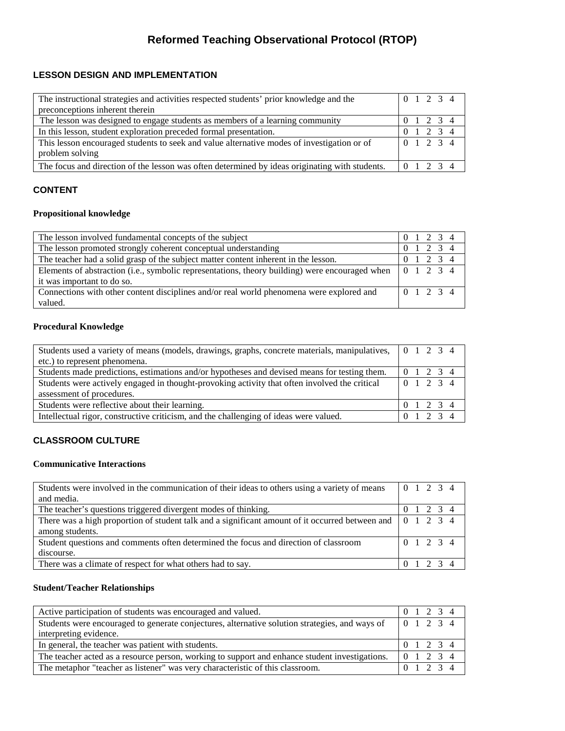# Reformed Teaching Observational Protocol (RTOP)

## LESSON DESIGN AND IMPLEMENTATION

| | |
|---|---|
| The instructional strategies and activities respected students' prior knowledge and the preconceptions inherent therein | 0 1 2 3 4 |
| The lesson was designed to engage students as members of a learning community | 0 1 2 3 4 |
| In this lesson, student exploration preceded formal presentation. | 0 1 2 3 4 |
| This lesson encouraged students to seek and value alternative modes of investigation or of problem solving | 0 1 2 3 4 |
| The focus and direction of the lesson was often determined by ideas originating with students. | 0 1 2 3 4 |

## CONTENT

### Propositional knowledge

| | |
|---|---|
| The lesson involved fundamental concepts of the subject | 0 1 2 3 4 |
| The lesson promoted strongly coherent conceptual understanding | 0 1 2 3 4 |
| The teacher had a solid grasp of the subject matter content inherent in the lesson. | 0 1 2 3 4 |
| Elements of abstraction (i.e., symbolic representations, theory building) were encouraged when it was important to do so. | 0 1 2 3 4 |
| Connections with other content disciplines and/or real world phenomena were explored and valued. | 0 1 2 3 4 |

### Procedural Knowledge

| | |
|---|---|
| Students used a variety of means (models, drawings, graphs, concrete materials, manipulatives, etc.) to represent phenomena. | 0 1 2 3 4 |
| Students made predictions, estimations and/or hypotheses and devised means for testing them. | 0 1 2 3 4 |
| Students were actively engaged in thought-provoking activity that often involved the critical assessment of procedures. | 0 1 2 3 4 |
| Students were reflective about their learning. | 0 1 2 3 4 |
| Intellectual rigor, constructive criticism, and the challenging of ideas were valued. | 0 1 2 3 4 |

## CLASSROOM CULTURE

### Communicative Interactions

| | |
|---|---|
| Students were involved in the communication of their ideas to others using a variety of means and media. | 0 1 2 3 4 |
| The teacher's questions triggered divergent modes of thinking. | 0 1 2 3 4 |
| There was a high proportion of student talk and a significant amount of it occurred between and among students. | 0 1 2 3 4 |
| Student questions and comments often determined the focus and direction of classroom discourse. | 0 1 2 3 4 |
| There was a climate of respect for what others had to say. | 0 1 2 3 4 |

### Student/Teacher Relationships

| | |
|---|---|
| Active participation of students was encouraged and valued. | 0 1 2 3 4 |
| Students were encouraged to generate conjectures, alternative solution strategies, and ways of interpreting evidence. | 0 1 2 3 4 |
| In general, the teacher was patient with students. | 0 1 2 3 4 |
| The teacher acted as a resource person, working to support and enhance student investigations. | 0 1 2 3 4 |
| The metaphor "teacher as listener" was very characteristic of this classroom. | 0 1 2 3 4 |